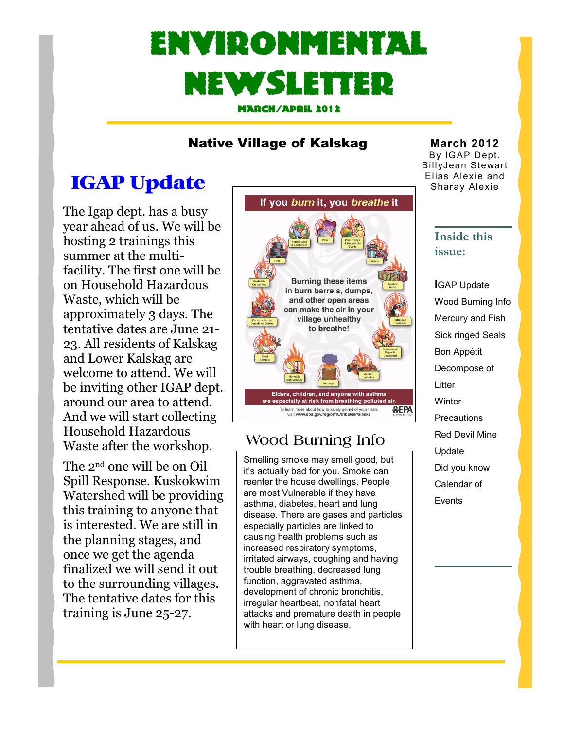# Environmental Newsletter

**March/April 2012**

## Native Village of Kalskag

**March 2012**
By IGAP Dept.
BillyJean Stewart
Elias Alexie and
Sharay Alexie

### Inside this issue:

- IGAP Update
- Wood Burning Info
- Mercury and Fish
- Sick ringed Seals
- Bon Appétit
- Decompose of Litter
- Winter Precautions
- Red Devil Mine Update
- Did you know
- Calendar of Events

## IGAP Update

The Igap dept. has a busy year ahead of us. We will be hosting 2 trainings this summer at the multi-facility. The first one will be on Household Hazardous Waste, which will be approximately 3 days. The tentative dates are June 21-23. All residents of Kalskag and Lower Kalskag are welcome to attend. We will be inviting other IGAP dept. around our area to attend. And we will start collecting Household Hazardous Waste after the workshop.

The 2nd one will be on Oil Spill Response. Kuskokwim Watershed will be providing this training to anyone that is interested. We are still in the planning stages, and once we get the agenda finalized we will send it out to the surrounding villages. The tentative dates for this training is June 25-27.

**If you *burn* it, you *breathe* it**

Plastic bags & containers · Paint · Plastic Toys & Household Goods · Tires · Metals · Pesticide Containers · Treated Wood · Construction or Demolition Debris · Petroleum Products · Commercial Paper & Cardboard · Dead Animals · Materials with Mercury · Garbage · Junked Vehicles

Burning these items in burn barrels, dumps, and other open areas can make the air in your village unhealthy to breathe!

Elders, children, and anyone with asthma are especially at risk from breathing polluted air.

To learn more about how to safely get rid of your trash, visit www.epa.gov/region10/tribal/air/alaska

EPA

## Wood Burning Info

Smelling smoke may smell good, but it's actually bad for you. Smoke can reenter the house dwellings. People are most Vulnerable if they have asthma, diabetes, heart and lung disease. There are gases and particles especially particles are linked to causing health problems such as increased respiratory symptoms, irritated airways, coughing and having trouble breathing, decreased lung function, aggravated asthma, development of chronic bronchitis, irregular heartbeat, nonfatal heart attacks and premature death in people with heart or lung disease.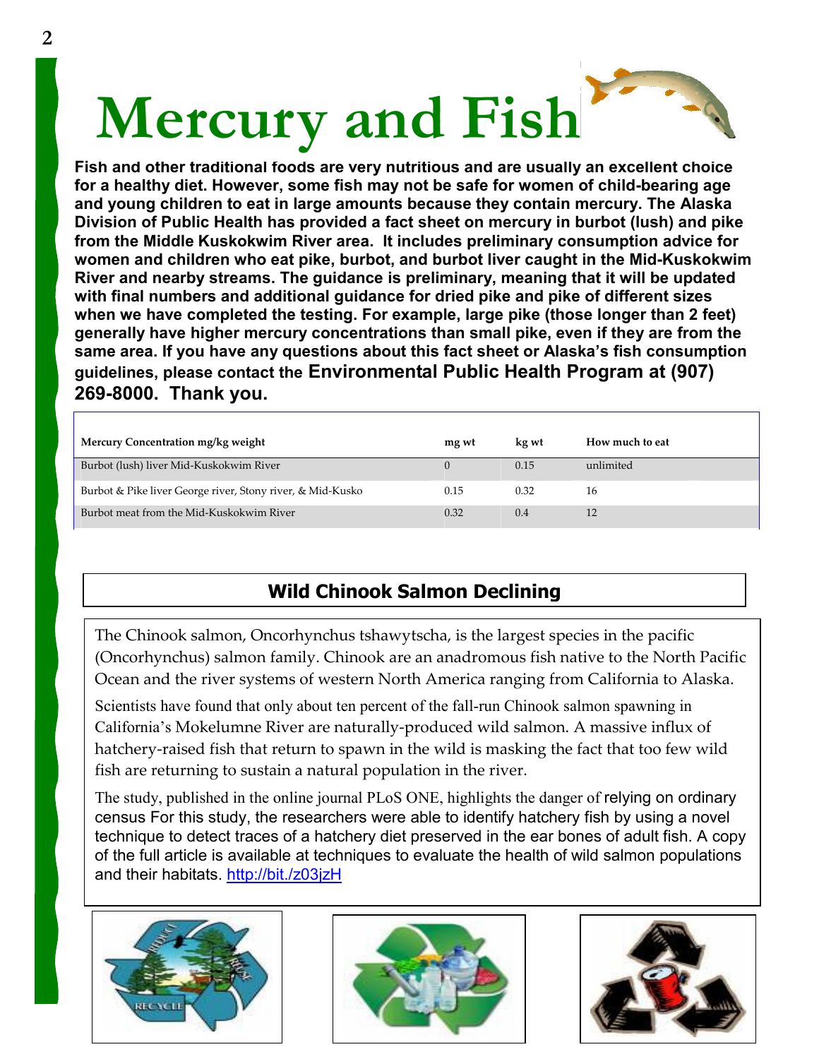# Mercury and Fish

**Fish and other traditional foods are very nutritious and are usually an excellent choice for a healthy diet. However, some fish may not be safe for women of child-bearing age and young children to eat in large amounts because they contain mercury. The Alaska Division of Public Health has provided a fact sheet on mercury in burbot (lush) and pike from the Middle Kuskokwim River area. It includes preliminary consumption advice for women and children who eat pike, burbot, and burbot liver caught in the Mid-Kuskokwim River and nearby streams. The guidance is preliminary, meaning that it will be updated with final numbers and additional guidance for dried pike and pike of different sizes when we have completed the testing. For example, large pike (those longer than 2 feet) generally have higher mercury concentrations than small pike, even if they are from the same area. If you have any questions about this fact sheet or Alaska's fish consumption guidelines, please contact the Environmental Public Health Program at (907) 269-8000. Thank you.**

| Mercury Concentration mg/kg weight | mg wt | kg wt | How much to eat |
|---|---|---|---|
| Burbot (lush) liver Mid-Kuskokwim River | 0 | 0.15 | unlimited |
| Burbot & Pike liver George river, Stony river, & Mid-Kusko | 0.15 | 0.32 | 16 |
| Burbot meat from the Mid-Kuskokwim River | 0.32 | 0.4 | 12 |

## Wild Chinook Salmon Declining

The Chinook salmon, Oncorhynchus tshawytscha, is the largest species in the pacific (Oncorhynchus) salmon family. Chinook are an anadromous fish native to the North Pacific Ocean and the river systems of western North America ranging from California to Alaska.

Scientists have found that only about ten percent of the fall-run Chinook salmon spawning in California's Mokelumne River are naturally-produced wild salmon. A massive influx of hatchery-raised fish that return to spawn in the wild is masking the fact that too few wild fish are returning to sustain a natural population in the river.

The study, published in the online journal PLoS ONE, highlights the danger of relying on ordinary census For this study, the researchers were able to identify hatchery fish by using a novel technique to detect traces of a hatchery diet preserved in the ear bones of adult fish. A copy of the full article is available at techniques to evaluate the health of wild salmon populations and their habitats. http://bit./z03jzH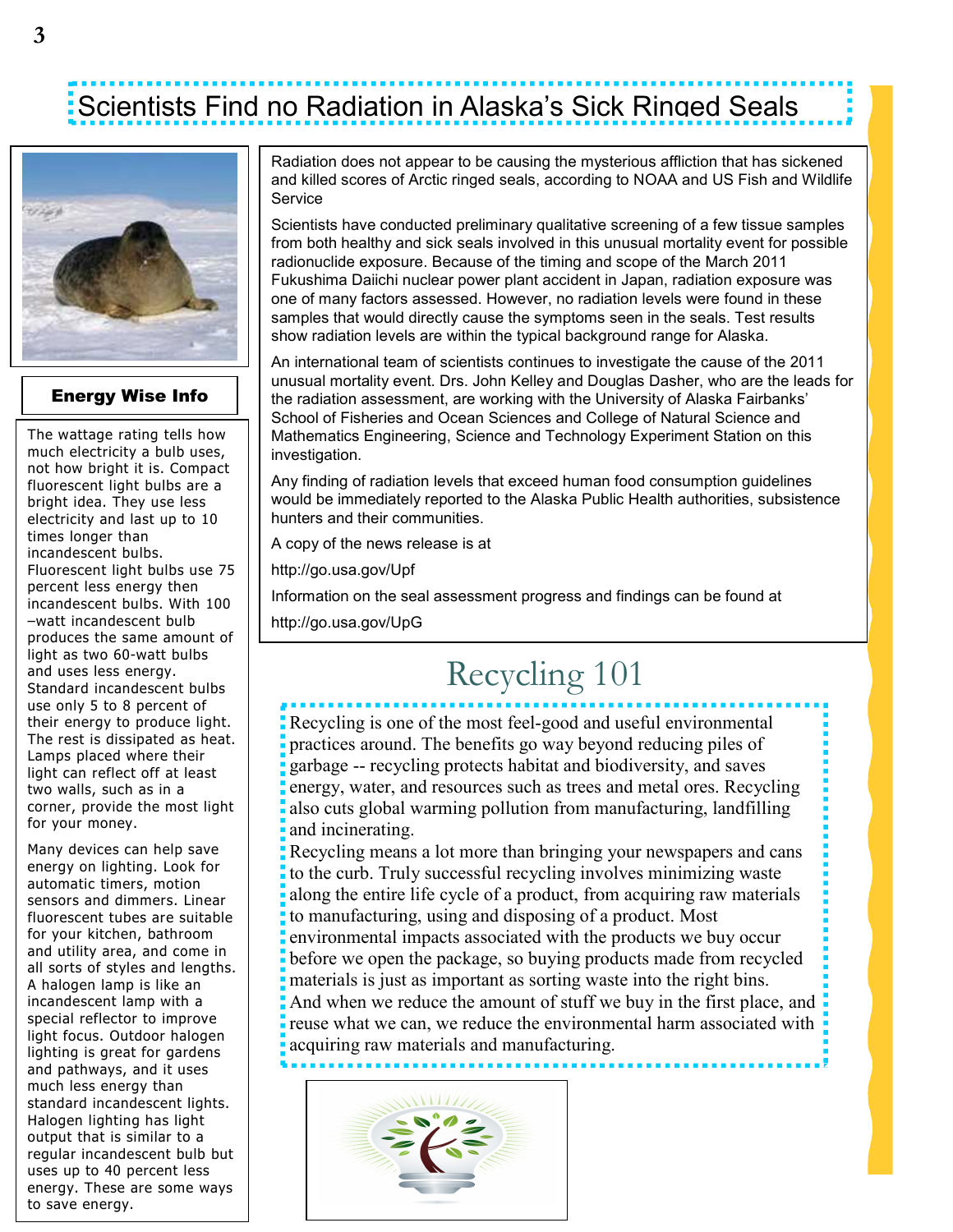# Scientists Find no Radiation in Alaska's Sick Ringed Seals

Radiation does not appear to be causing the mysterious affliction that has sickened and killed scores of Arctic ringed seals, according to NOAA and US Fish and Wildlife Service

Scientists have conducted preliminary qualitative screening of a few tissue samples from both healthy and sick seals involved in this unusual mortality event for possible radionuclide exposure. Because of the timing and scope of the March 2011 Fukushima Daiichi nuclear power plant accident in Japan, radiation exposure was one of many factors assessed. However, no radiation levels were found in these samples that would directly cause the symptoms seen in the seals. Test results show radiation levels are within the typical background range for Alaska.

An international team of scientists continues to investigate the cause of the 2011 unusual mortality event. Drs. John Kelley and Douglas Dasher, who are the leads for the radiation assessment, are working with the University of Alaska Fairbanks' School of Fisheries and Ocean Sciences and College of Natural Science and Mathematics Engineering, Science and Technology Experiment Station on this investigation.

Any finding of radiation levels that exceed human food consumption guidelines would be immediately reported to the Alaska Public Health authorities, subsistence hunters and their communities.

A copy of the news release is at

http://go.usa.gov/Upf

Information on the seal assessment progress and findings can be found at

http://go.usa.gov/UpG

## Energy Wise Info

The wattage rating tells how much electricity a bulb uses, not how bright it is. Compact fluorescent light bulbs are a bright idea. They use less electricity and last up to 10 times longer than incandescent bulbs. Fluorescent light bulbs use 75 percent less energy then incandescent bulbs. With 100 –watt incandescent bulb produces the same amount of light as two 60-watt bulbs and uses less energy. Standard incandescent bulbs use only 5 to 8 percent of their energy to produce light. The rest is dissipated as heat. Lamps placed where their light can reflect off at least two walls, such as in a corner, provide the most light for your money.

Many devices can help save energy on lighting. Look for automatic timers, motion sensors and dimmers. Linear fluorescent tubes are suitable for your kitchen, bathroom and utility area, and come in all sorts of styles and lengths. A halogen lamp is like an incandescent lamp with a special reflector to improve light focus. Outdoor halogen lighting is great for gardens and pathways, and it uses much less energy than standard incandescent lights. Halogen lighting has light output that is similar to a regular incandescent bulb but uses up to 40 percent less energy. These are some ways to save energy.

## Recycling 101

Recycling is one of the most feel-good and useful environmental practices around. The benefits go way beyond reducing piles of garbage -- recycling protects habitat and biodiversity, and saves energy, water, and resources such as trees and metal ores. Recycling also cuts global warming pollution from manufacturing, landfilling and incinerating.

Recycling means a lot more than bringing your newspapers and cans to the curb. Truly successful recycling involves minimizing waste along the entire life cycle of a product, from acquiring raw materials to manufacturing, using and disposing of a product. Most environmental impacts associated with the products we buy occur before we open the package, so buying products made from recycled materials is just as important as sorting waste into the right bins. And when we reduce the amount of stuff we buy in the first place, and reuse what we can, we reduce the environmental harm associated with acquiring raw materials and manufacturing.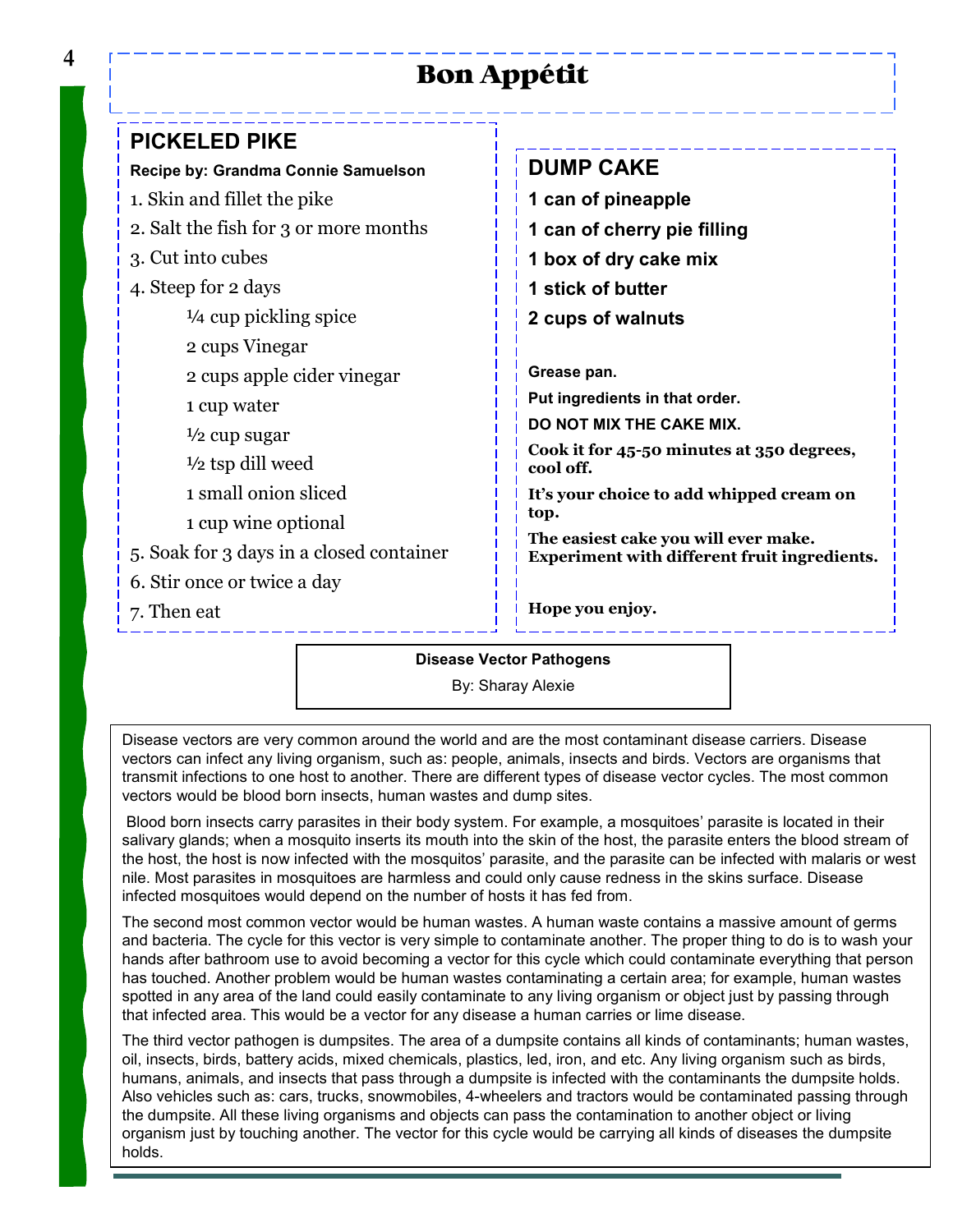# Bon Appétit

## PICKELED PIKE

**Recipe by: Grandma Connie Samuelson**

1. Skin and fillet the pike
2. Salt the fish for 3 or more months
3. Cut into cubes
4. Steep for 2 days
    - ¼ cup pickling spice
    - 2 cups Vinegar
    - 2 cups apple cider vinegar
    - 1 cup water
    - ½ cup sugar
    - ½ tsp dill weed
    - 1 small onion sliced
    - 1 cup wine optional
5. Soak for 3 days in a closed container
6. Stir once or twice a day
7. Then eat

## DUMP CAKE

**1 can of pineapple**

**1 can of cherry pie filling**

**1 box of dry cake mix**

**1 stick of butter**

**2 cups of walnuts**

**Grease pan.**

**Put ingredients in that order.**

**DO NOT MIX THE CAKE MIX.**

**Cook it for 45-50 minutes at 350 degrees, cool off.**

**It's your choice to add whipped cream on top.**

**The easiest cake you will ever make. Experiment with different fruit ingredients.**

**Hope you enjoy.**

## Disease Vector Pathogens

By: Sharay Alexie

Disease vectors are very common around the world and are the most contaminant disease carriers. Disease vectors can infect any living organism, such as: people, animals, insects and birds. Vectors are organisms that transmit infections to one host to another. There are different types of disease vector cycles. The most common vectors would be blood born insects, human wastes and dump sites.

Blood born insects carry parasites in their body system. For example, a mosquitoes' parasite is located in their salivary glands; when a mosquito inserts its mouth into the skin of the host, the parasite enters the blood stream of the host, the host is now infected with the mosquitos' parasite, and the parasite can be infected with malaris or west nile. Most parasites in mosquitoes are harmless and could only cause redness in the skins surface. Disease infected mosquitoes would depend on the number of hosts it has fed from.

The second most common vector would be human wastes. A human waste contains a massive amount of germs and bacteria. The cycle for this vector is very simple to contaminate another. The proper thing to do is to wash your hands after bathroom use to avoid becoming a vector for this cycle which could contaminate everything that person has touched. Another problem would be human wastes contaminating a certain area; for example, human wastes spotted in any area of the land could easily contaminate to any living organism or object just by passing through that infected area. This would be a vector for any disease a human carries or lime disease.

The third vector pathogen is dumpsites. The area of a dumpsite contains all kinds of contaminants; human wastes, oil, insects, birds, battery acids, mixed chemicals, plastics, led, iron, and etc. Any living organism such as birds, humans, animals, and insects that pass through a dumpsite is infected with the contaminants the dumpsite holds. Also vehicles such as: cars, trucks, snowmobiles, 4-wheelers and tractors would be contaminated passing through the dumpsite. All these living organisms and objects can pass the contamination to another object or living organism just by touching another. The vector for this cycle would be carrying all kinds of diseases the dumpsite holds.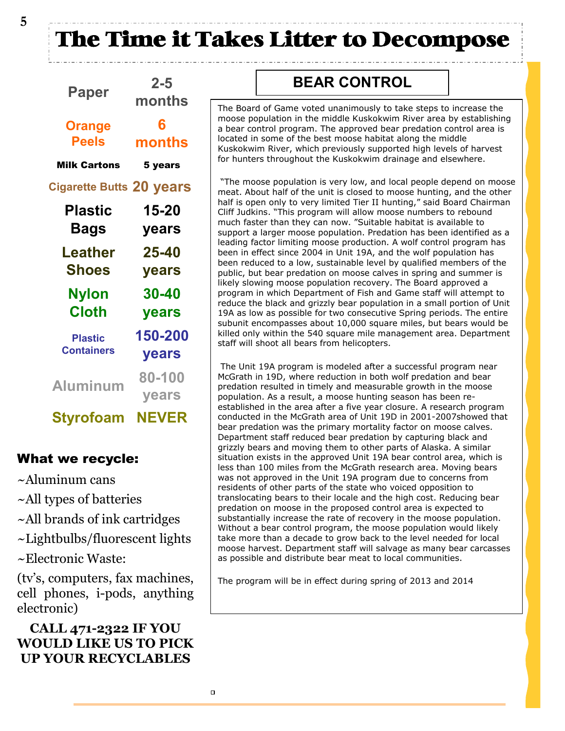# The Time it Takes Litter to Decompose

| Item | Time |
|---|---|
| Paper | 2-5 months |
| Orange Peels | 6 months |
| Milk Cartons | 5 years |
| Cigarette Butts | 20 years |
| Plastic Bags | 15-20 years |
| Leather Shoes | 25-40 years |
| Nylon Cloth | 30-40 years |
| Plastic Containers | 150-200 years |
| Aluminum | 80-100 years |
| Styrofoam | NEVER |

## What we recycle:

~Aluminum cans

~All types of batteries

~All brands of ink cartridges

~Lightbulbs/fluorescent lights

~Electronic Waste:

(tv's, computers, fax machines, cell phones, i-pods, anything electronic)

**CALL 471-2322 IF YOU WOULD LIKE US TO PICK UP YOUR RECYCLABLES**

## BEAR CONTROL

The Board of Game voted unanimously to take steps to increase the moose population in the middle Kuskokwim River area by establishing a bear control program. The approved bear predation control area is located in some of the best moose habitat along the middle Kuskokwim River, which previously supported high levels of harvest for hunters throughout the Kuskokwim drainage and elsewhere.

"The moose population is very low, and local people depend on moose meat. About half of the unit is closed to moose hunting, and the other half is open only to very limited Tier II hunting," said Board Chairman Cliff Judkins. "This program will allow moose numbers to rebound much faster than they can now. "Suitable habitat is available to support a larger moose population. Predation has been identified as a leading factor limiting moose production. A wolf control program has been in effect since 2004 in Unit 19A, and the wolf population has been reduced to a low, sustainable level by qualified members of the public, but bear predation on moose calves in spring and summer is likely slowing moose population recovery. The Board approved a program in which Department of Fish and Game staff will attempt to reduce the black and grizzly bear population in a small portion of Unit 19A as low as possible for two consecutive Spring periods. The entire subunit encompasses about 10,000 square miles, but bears would be killed only within the 540 square mile management area. Department staff will shoot all bears from helicopters.

The Unit 19A program is modeled after a successful program near McGrath in 19D, where reduction in both wolf predation and bear predation resulted in timely and measurable growth in the moose population. As a result, a moose hunting season has been re-established in the area after a five year closure. A research program conducted in the McGrath area of Unit 19D in 2001-2007showed that bear predation was the primary mortality factor on moose calves. Department staff reduced bear predation by capturing black and grizzly bears and moving them to other parts of Alaska. A similar situation exists in the approved Unit 19A bear control area, which is less than 100 miles from the McGrath research area. Moving bears was not approved in the Unit 19A program due to concerns from residents of other parts of the state who voiced opposition to translocating bears to their locale and the high cost. Reducing bear predation on moose in the proposed control area is expected to substantially increase the rate of recovery in the moose population. Without a bear control program, the moose population would likely take more than a decade to grow back to the level needed for local moose harvest. Department staff will salvage as many bear carcasses as possible and distribute bear meat to local communities.

The program will be in effect during spring of 2013 and 2014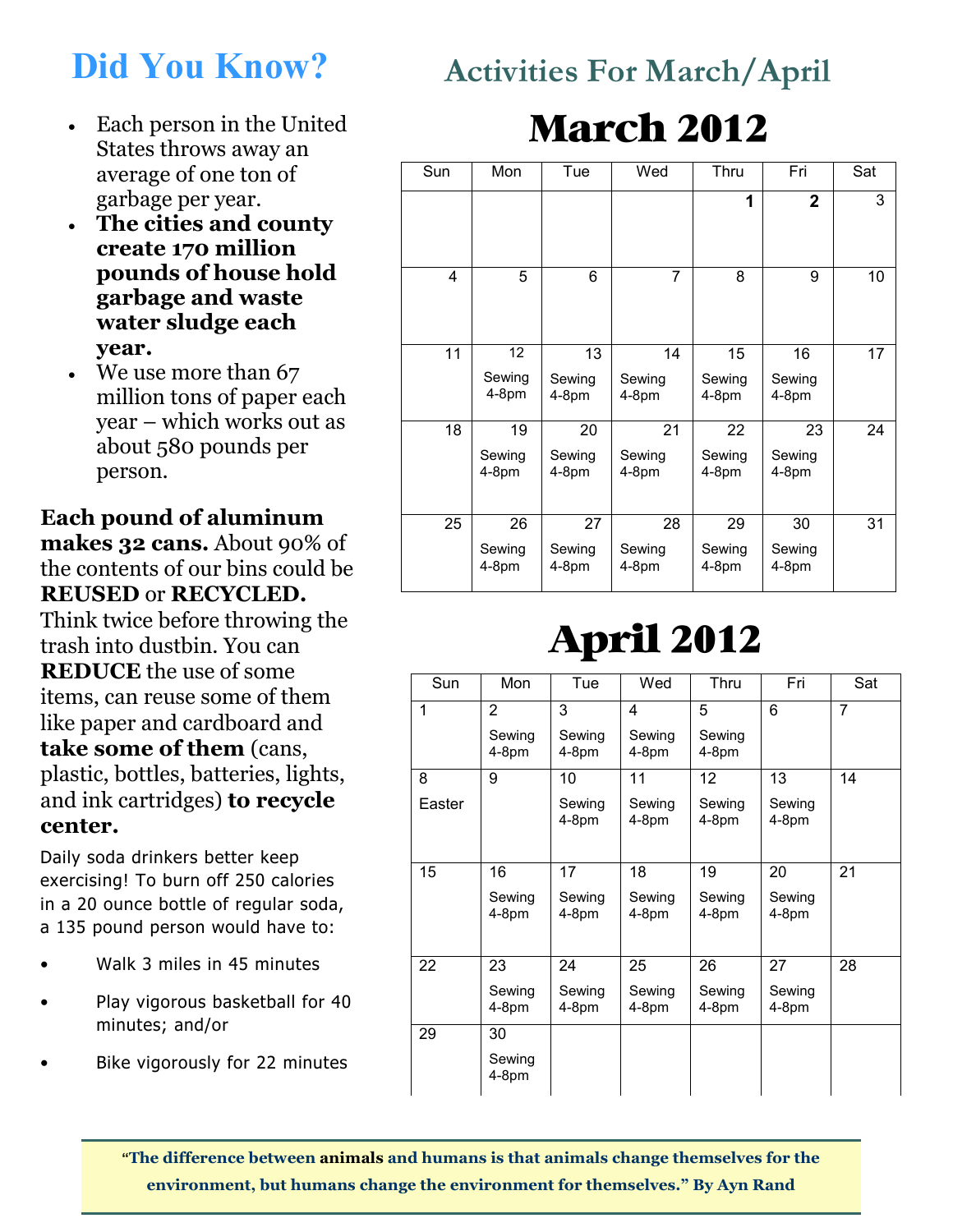# Did You Know?

- Each person in the United States throws away an average of one ton of garbage per year.
- **The cities and county create 170 million pounds of house hold garbage and waste water sludge each year.**
- We use more than 67 million tons of paper each year – which works out as about 580 pounds per person.

**Each pound of aluminum makes 32 cans.** About 90% of the contents of our bins could be **REUSED** or **RECYCLED.** Think twice before throwing the trash into dustbin. You can **REDUCE** the use of some items, can reuse some of them like paper and cardboard and **take some of them** (cans, plastic, bottles, batteries, lights, and ink cartridges) **to recycle center.**

Daily soda drinkers better keep exercising! To burn off 250 calories in a 20 ounce bottle of regular soda, a 135 pound person would have to:

- Walk 3 miles in 45 minutes
- Play vigorous basketball for 40 minutes; and/or
- Bike vigorously for 22 minutes

## Activities For March/April

# March 2012

| Sun | Mon | Tue | Wed | Thru | Fri | Sat |
|---|---|---|---|---|---|---|
| | | | | **1** | **2** | 3 |
| 4 | 5 | 6 | 7 | 8 | 9 | 10 |
| 11 | 12 Sewing 4-8pm | 13 Sewing 4-8pm | 14 Sewing 4-8pm | 15 Sewing 4-8pm | 16 Sewing 4-8pm | 17 |
| 18 | 19 Sewing 4-8pm | 20 Sewing 4-8pm | 21 Sewing 4-8pm | 22 Sewing 4-8pm | 23 Sewing 4-8pm | 24 |
| 25 | 26 Sewing 4-8pm | 27 Sewing 4-8pm | 28 Sewing 4-8pm | 29 Sewing 4-8pm | 30 Sewing 4-8pm | 31 |

# April 2012

| Sun | Mon | Tue | Wed | Thru | Fri | Sat |
|---|---|---|---|---|---|---|
| 1 | 2 Sewing 4-8pm | 3 Sewing 4-8pm | 4 Sewing 4-8pm | 5 Sewing 4-8pm | 6 | 7 |
| 8 Easter | 9 | 10 Sewing 4-8pm | 11 Sewing 4-8pm | 12 Sewing 4-8pm | 13 Sewing 4-8pm | 14 |
| 15 | 16 Sewing 4-8pm | 17 Sewing 4-8pm | 18 Sewing 4-8pm | 19 Sewing 4-8pm | 20 Sewing 4-8pm | 21 |
| 22 | 23 Sewing 4-8pm | 24 Sewing 4-8pm | 25 Sewing 4-8pm | 26 Sewing 4-8pm | 27 Sewing 4-8pm | 28 |
| 29 | 30 Sewing 4-8pm | | | | | |

**"The difference between animals and humans is that animals change themselves for the environment, but humans change the environment for themselves." By Ayn Rand**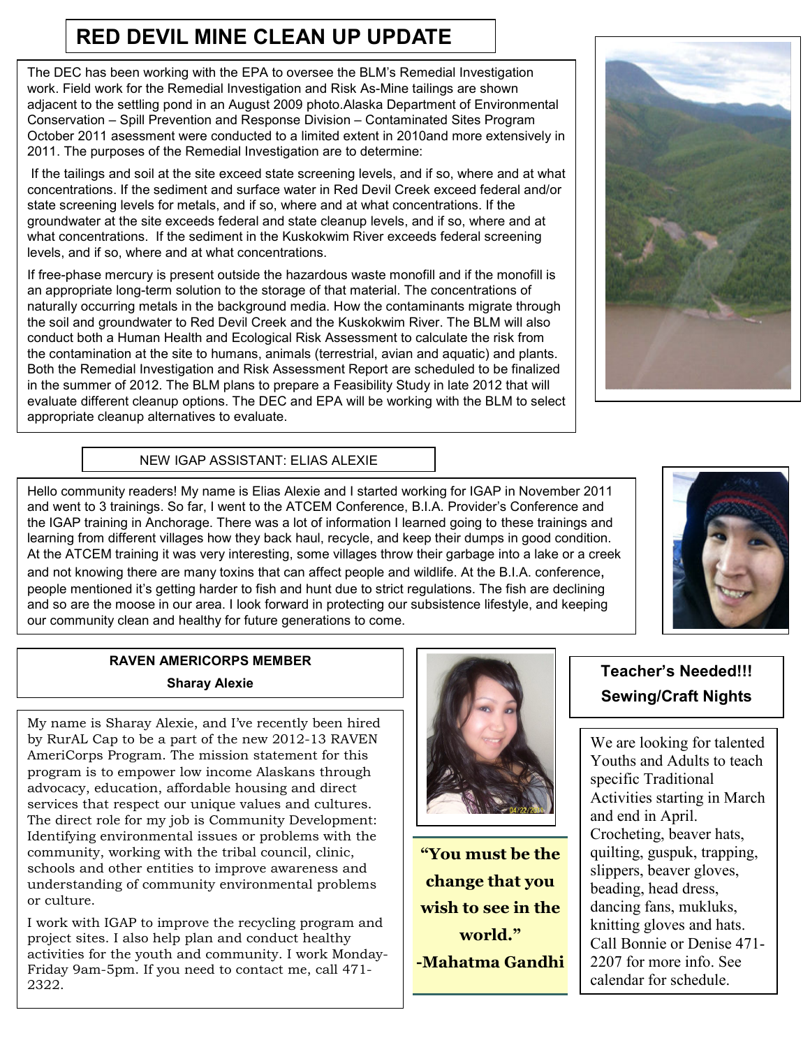# RED DEVIL MINE CLEAN UP UPDATE

The DEC has been working with the EPA to oversee the BLM's Remedial Investigation work. Field work for the Remedial Investigation and Risk As-Mine tailings are shown adjacent to the settling pond in an August 2009 photo.Alaska Department of Environmental Conservation – Spill Prevention and Response Division – Contaminated Sites Program October 2011 asessment were conducted to a limited extent in 2010and more extensively in 2011. The purposes of the Remedial Investigation are to determine:

If the tailings and soil at the site exceed state screening levels, and if so, where and at what concentrations. If the sediment and surface water in Red Devil Creek exceed federal and/or state screening levels for metals, and if so, where and at what concentrations. If the groundwater at the site exceeds federal and state cleanup levels, and if so, where and at what concentrations. If the sediment in the Kuskokwim River exceeds federal screening levels, and if so, where and at what concentrations.

If free-phase mercury is present outside the hazardous waste monofill and if the monofill is an appropriate long-term solution to the storage of that material. The concentrations of naturally occurring metals in the background media. How the contaminants migrate through the soil and groundwater to Red Devil Creek and the Kuskokwim River. The BLM will also conduct both a Human Health and Ecological Risk Assessment to calculate the risk from the contamination at the site to humans, animals (terrestrial, avian and aquatic) and plants. Both the Remedial Investigation and Risk Assessment Report are scheduled to be finalized in the summer of 2012. The BLM plans to prepare a Feasibility Study in late 2012 that will evaluate different cleanup options. The DEC and EPA will be working with the BLM to select appropriate cleanup alternatives to evaluate.

## NEW IGAP ASSISTANT: ELIAS ALEXIE

Hello community readers! My name is Elias Alexie and I started working for IGAP in November 2011 and went to 3 trainings. So far, I went to the ATCEM Conference, B.I.A. Provider's Conference and the IGAP training in Anchorage. There was a lot of information I learned going to these trainings and learning from different villages how they back haul, recycle, and keep their dumps in good condition. At the ATCEM training it was very interesting, some villages throw their garbage into a lake or a creek and not knowing there are many toxins that can affect people and wildlife. At the B.I.A. conference, people mentioned it's getting harder to fish and hunt due to strict regulations. The fish are declining and so are the moose in our area. I look forward in protecting our subsistence lifestyle, and keeping our community clean and healthy for future generations to come.

## RAVEN AMERICORPS MEMBER

**Sharay Alexie**

My name is Sharay Alexie, and I've recently been hired by RurAL Cap to be a part of the new 2012-13 RAVEN AmeriCorps Program. The mission statement for this program is to empower low income Alaskans through advocacy, education, affordable housing and direct services that respect our unique values and cultures. The direct role for my job is Community Development: Identifying environmental issues or problems with the community, working with the tribal council, clinic, schools and other entities to improve awareness and understanding of community environmental problems or culture.

I work with IGAP to improve the recycling program and project sites. I also help plan and conduct healthy activities for the youth and community. I work Monday-Friday 9am-5pm. If you need to contact me, call 471-2322.

**"You must be the change that you wish to see in the world."**

**-Mahatma Gandhi**

## Teacher's Needed!!! Sewing/Craft Nights

We are looking for talented Youths and Adults to teach specific Traditional Activities starting in March and end in April. Crocheting, beaver hats, quilting, guspuk, trapping, slippers, beaver gloves, beading, head dress, dancing fans, mukluks, knitting gloves and hats. Call Bonnie or Denise 471-2207 for more info. See calendar for schedule.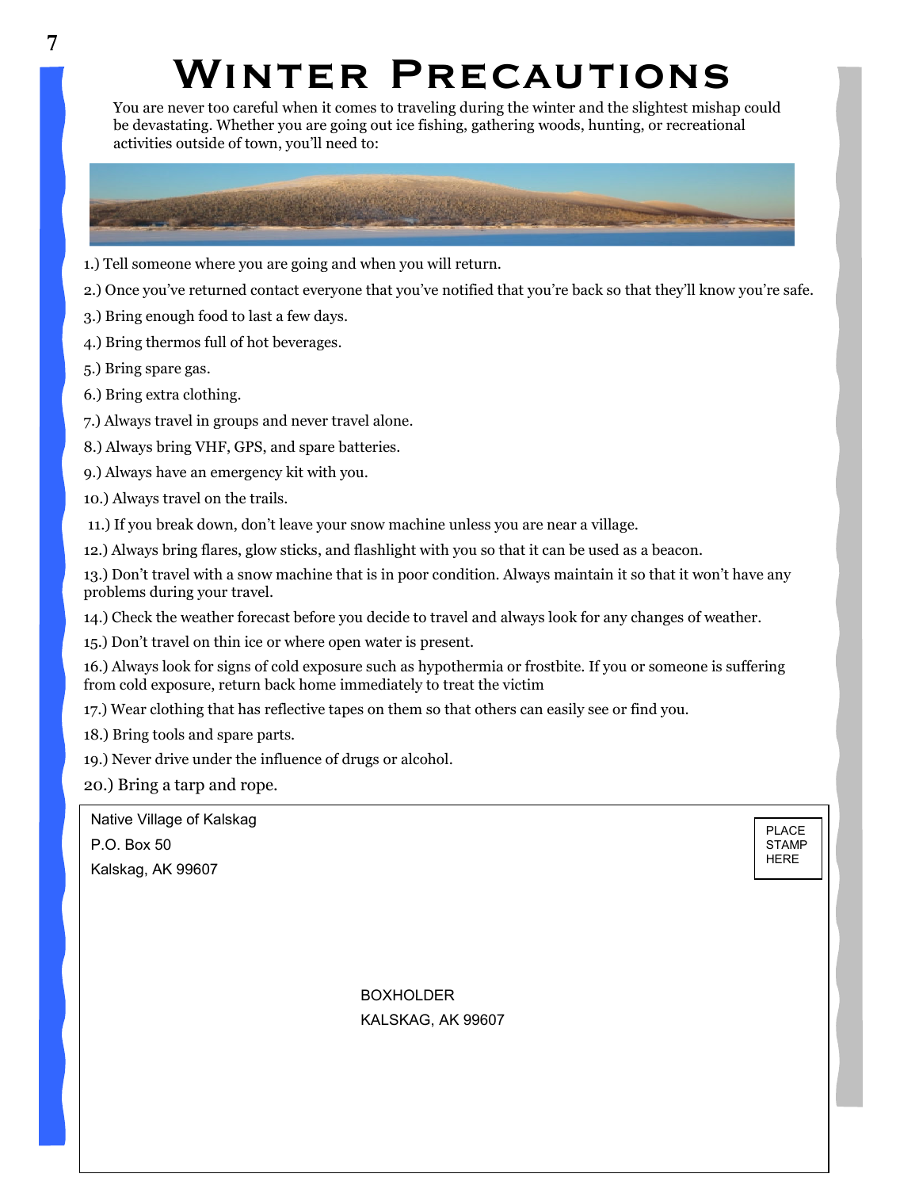# Winter Precautions

You are never too careful when it comes to traveling during the winter and the slightest mishap could be devastating. Whether you are going out ice fishing, gathering woods, hunting, or recreational activities outside of town, you'll need to:

1.) Tell someone where you are going and when you will return.

2.) Once you've returned contact everyone that you've notified that you're back so that they'll know you're safe.

3.) Bring enough food to last a few days.

4.) Bring thermos full of hot beverages.

5.) Bring spare gas.

6.) Bring extra clothing.

7.) Always travel in groups and never travel alone.

8.) Always bring VHF, GPS, and spare batteries.

9.) Always have an emergency kit with you.

10.) Always travel on the trails.

11.) If you break down, don't leave your snow machine unless you are near a village.

12.) Always bring flares, glow sticks, and flashlight with you so that it can be used as a beacon.

13.) Don't travel with a snow machine that is in poor condition. Always maintain it so that it won't have any problems during your travel.

14.) Check the weather forecast before you decide to travel and always look for any changes of weather.

15.) Don't travel on thin ice or where open water is present.

16.) Always look for signs of cold exposure such as hypothermia or frostbite. If you or someone is suffering from cold exposure, return back home immediately to treat the victim

17.) Wear clothing that has reflective tapes on them so that others can easily see or find you.

18.) Bring tools and spare parts.

19.) Never drive under the influence of drugs or alcohol.

20.) Bring a tarp and rope.

Native Village of Kalskag
P.O. Box 50
Kalskag, AK 99607

PLACE STAMP HERE

BOXHOLDER
KALSKAG, AK 99607